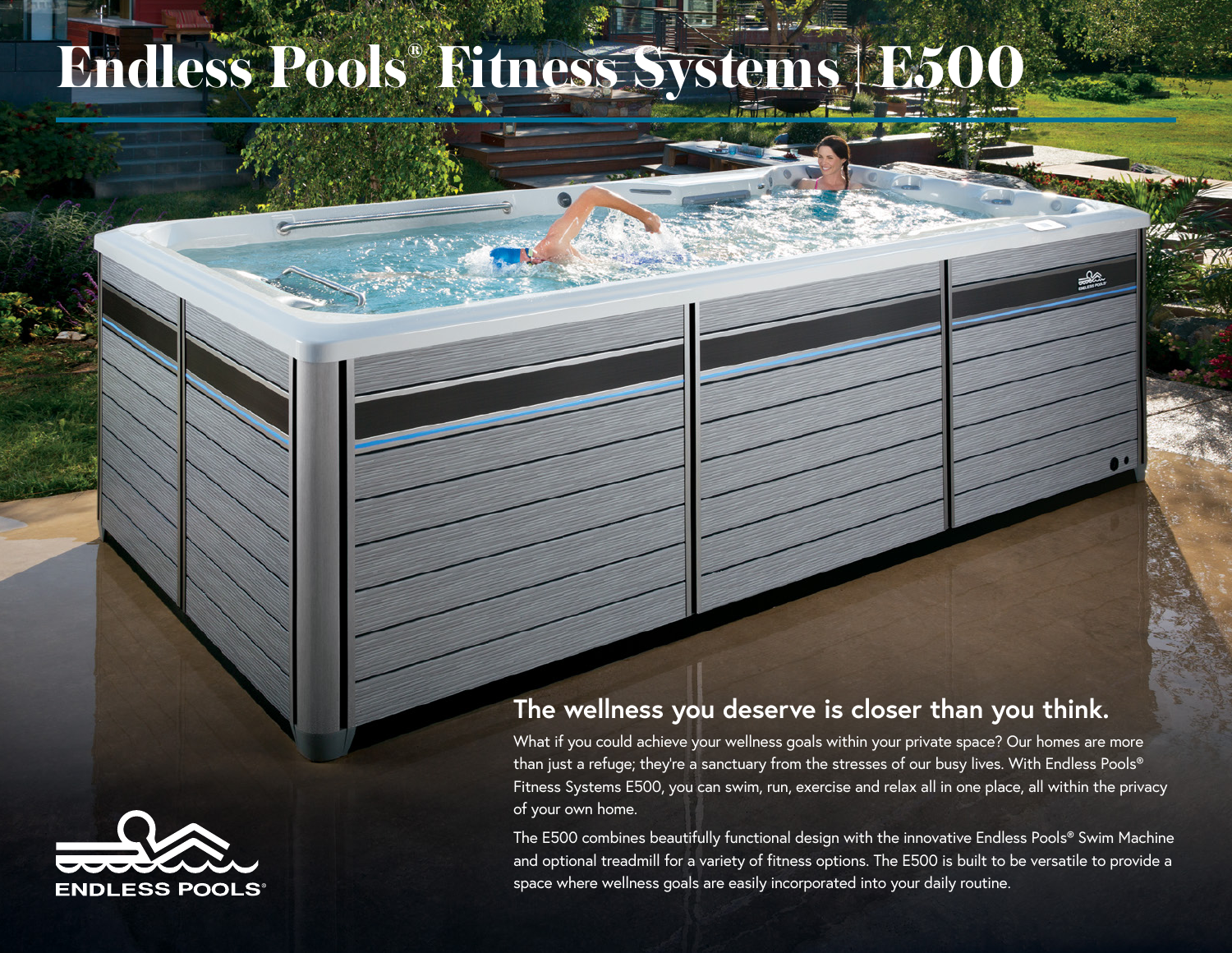# Endless Pools® Fitness Systems | E500

## The wellness you deserve is closer than you think.

What if you could achieve your wellness goals within your private space? Our homes are more than just a refuge; they're a sanctuary from the stresses of our busy lives. With Endless Pools® Fitness Systems E500, you can swim, run, exercise and relax all in one place, all within the privacy of your own home.

The E500 combines beautifully functional design with the innovative Endless Pools® Swim Machine and optional treadmill for a variety of fitness options. The E500 is built to be versatile to provide a space where wellness goals are easily incorporated into your daily routine.

ENDLESS POOLS®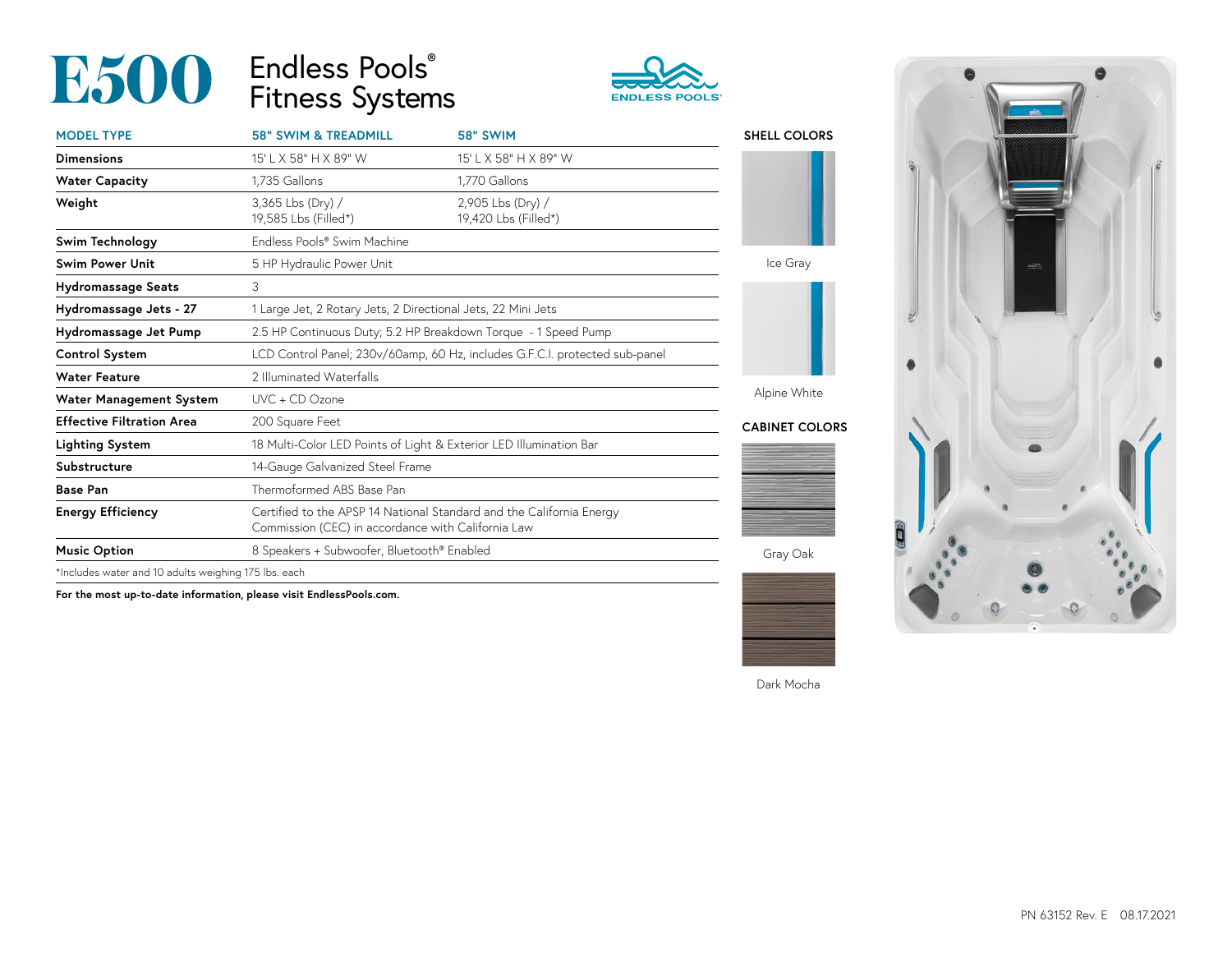# E500 Endless Pools® Fitness Systems

ENDLESS POOLS®

| MODEL TYPE | 58" SWIM & TREADMILL | 58" SWIM |
|---|---|---|
| Dimensions | 15' L X 58" H X 89" W | 15' L X 58" H X 89" W |
| Water Capacity | 1,735 Gallons | 1,770 Gallons |
| Weight | 3,365 Lbs (Dry) / 19,585 Lbs (Filled*) | 2,905 Lbs (Dry) / 19,420 Lbs (Filled*) |
| Swim Technology | Endless Pools® Swim Machine | |
| Swim Power Unit | 5 HP Hydraulic Power Unit | |
| Hydromassage Seats | 3 | |
| Hydromassage Jets - 27 | 1 Large Jet, 2 Rotary Jets, 2 Directional Jets, 22 Mini Jets | |
| Hydromassage Jet Pump | 2.5 HP Continuous Duty; 5.2 HP Breakdown Torque - 1 Speed Pump | |
| Control System | LCD Control Panel; 230v/60amp, 60 Hz, includes G.F.C.I. protected sub-panel | |
| Water Feature | 2 Illuminated Waterfalls | |
| Water Management System | UVC + CD Ozone | |
| Effective Filtration Area | 200 Square Feet | |
| Lighting System | 18 Multi-Color LED Points of Light & Exterior LED Illumination Bar | |
| Substructure | 14-Gauge Galvanized Steel Frame | |
| Base Pan | Thermoformed ABS Base Pan | |
| Energy Efficiency | Certified to the APSP 14 National Standard and the California Energy Commission (CEC) in accordance with California Law | |
| Music Option | 8 Speakers + Subwoofer, Bluetooth® Enabled | |

*Includes water and 10 adults weighing 175 lbs. each

**For the most up-to-date information, please visit EndlessPools.com.**

**SHELL COLORS**

Ice Gray

Alpine White

**CABINET COLORS**

Gray Oak

Dark Mocha

PN 63152 Rev. E 08.17.2021